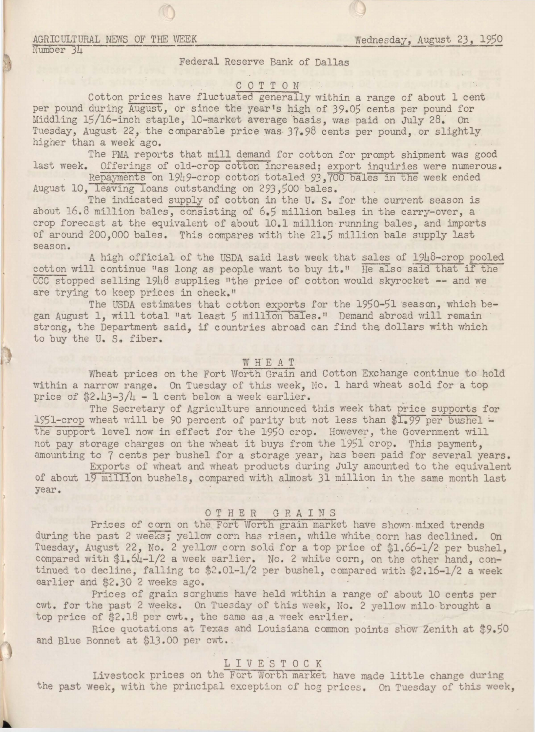AGRICULTURAL NEWS OF THE WEEK — Wednesday, August 23, 1950

Number 34

Federal Reserve Bank of Dallas

## COTTON

Cotton prices have fluctuated generally within a range of about 1 cent per pound during August, or since the year's high of 39.05 cents per pound for Middling 15/16-inch staple, 10-market average basis, was paid on July 28. On Tuesday, August 22, the comparable price was 37.98 cents per pound, or slightly higher than a week ago.

The PMA reports that mill demand for cotton for prompt shipment was good last week. Offerings of old-crop cotton increased; export inquiries were numerous. Repayments on 1949-crop cotton totaled 93,700 bales in the week ended August 10, leaving loans outstanding on 293,500 bales.

The indicated supply of cotton in the U. S. for the current season is about 16.8 million bales, consisting of 6.5 million bales in the carry-over, a crop forecast at the equivalent of about 10.1 million running bales, and imports of around 200,000 bales. This compares with the 21.5 million bale supply last season.

A high official of the USDA said last week that sales of 1948-crop pooled cotton will continue "as long as people want to buy it." He also said that if the CCC stopped selling 1948 supplies "the price of cotton would skyrocket -- and we are trying to keep prices in check."

The USDA estimates that cotton exports for the 1950-51 season, which began August 1, will total "at least 5 million bales." Demand abroad will remain strong, the Department said, if countries abroad can find the dollars with which to buy the U. S. fiber.

## WHEAT

Wheat prices on the Fort Worth Grain and Cotton Exchange continue to hold within a narrow range. On Tuesday of this week, No. 1 hard wheat sold for a top price of $2.43-3/4 - 1 cent below a week earlier.

The Secretary of Agriculture announced this week that price supports for 1951-crop wheat will be 90 percent of parity but not less than $1.99 per bushel - the support level now in effect for the 1950 crop. However, the Government will not pay storage charges on the wheat it buys from the 1951 crop. This payment, amounting to 7 cents per bushel for a storage year, has been paid for several years.

Exports of wheat and wheat products during July amounted to the equivalent of about 19 million bushels, compared with almost 31 million in the same month last year.

## OTHER GRAINS

Prices of corn on the Fort Worth grain market have shown mixed trends during the past 2 weeks; yellow corn has risen, while white corn has declined. On Tuesday, August 22, No. 2 yellow corn sold for a top price of $1.66-1/2 per bushel, compared with $1.64-1/2 a week earlier. No. 2 white corn, on the other hand, continued to decline, falling to $2.01-1/2 per bushel, compared with $2.16-1/2 a week earlier and $2.30 2 weeks ago.

Prices of grain sorghums have held within a range of about 10 cents per cwt. for the past 2 weeks. On Tuesday of this week, No. 2 yellow milo brought a top price of $2.18 per cwt., the same as a week earlier.

Rice quotations at Texas and Louisiana common points show Zenith at $9.50 and Blue Bonnet at $13.00 per cwt.

## LIVESTOCK

Livestock prices on the Fort Worth market have made little change during the past week, with the principal exception of hog prices. On Tuesday of this week,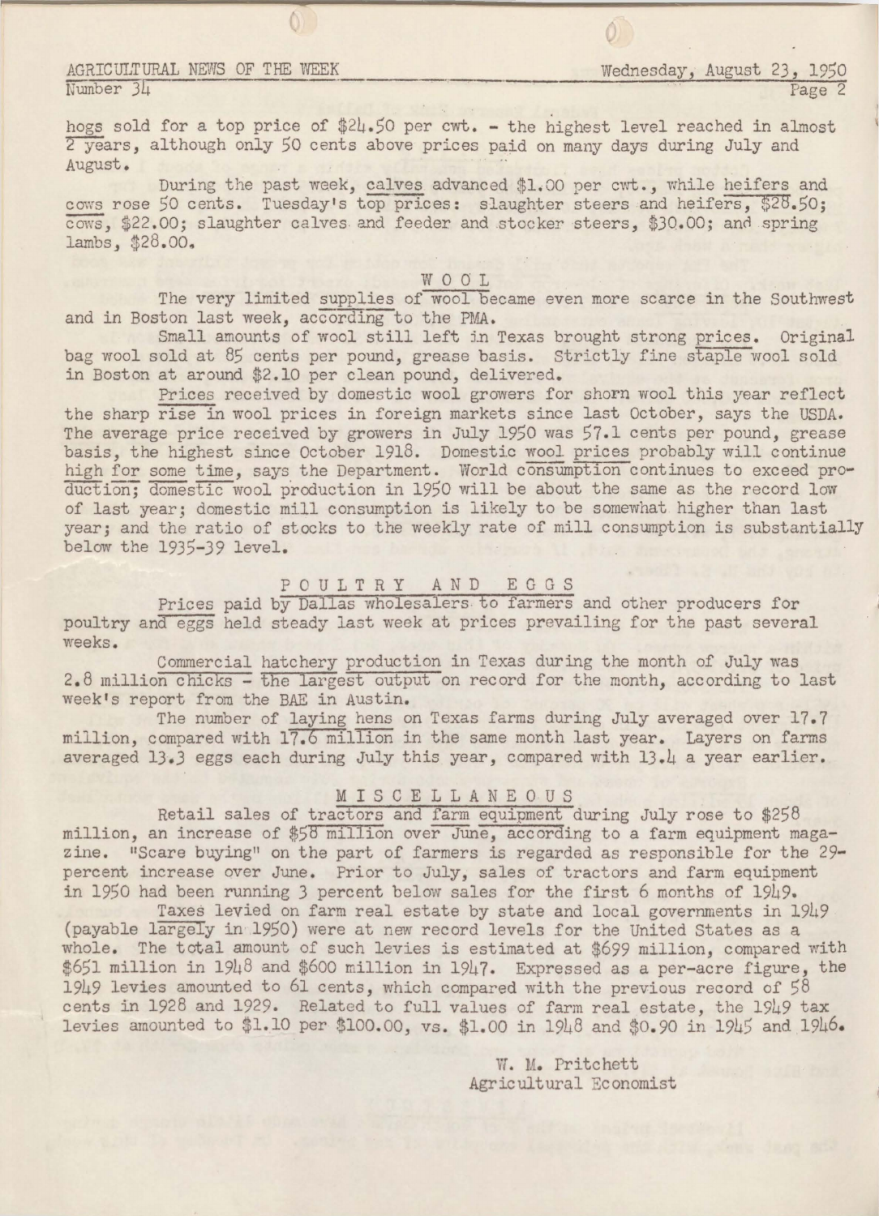hogs sold for a top price of $24.50 per cwt. - the highest level reached in almost 2 years, although only 50 cents above prices paid on many days during July and August.

During the past week, calves advanced $1.00 per cwt., while heifers and cows rose 50 cents. Tuesday's top prices: slaughter steers and heifers, $28.50; cows, $22.00; slaughter calves and feeder and stocker steers, $30.00; and spring lambs, $28.00.

## WOOL

The very limited supplies of wool became even more scarce in the Southwest and in Boston last week, according to the PMA.

Small amounts of wool still left in Texas brought strong prices. Original bag wool sold at 85 cents per pound, grease basis. Strictly fine staple wool sold in Boston at around $2.10 per clean pound, delivered.

Prices received by domestic wool growers for shorn wool this year reflect the sharp rise in wool prices in foreign markets since last October, says the USDA. The average price received by growers in July 1950 was 57.1 cents per pound, grease basis, the highest since October 1918. Domestic wool prices probably will continue high for some time, says the Department. World consumption continues to exceed production; domestic wool production in 1950 will be about the same as the record low of last year; domestic mill consumption is likely to be somewhat higher than last year; and the ratio of stocks to the weekly rate of mill consumption is substantially below the 1935-39 level.

## POULTRY AND EGGS

Prices paid by Dallas wholesalers to farmers and other producers for poultry and eggs held steady last week at prices prevailing for the past several weeks.

Commercial hatchery production in Texas during the month of July was 2.8 million chicks - the largest output on record for the month, according to last week's report from the BAE in Austin.

The number of laying hens on Texas farms during July averaged over 17.7 million, compared with 17.6 million in the same month last year. Layers on farms averaged 13.3 eggs each during July this year, compared with 13.4 a year earlier.

## MISCELLANEOUS

Retail sales of tractors and farm equipment during July rose to $258 million, an increase of $58 million over June, according to a farm equipment magazine. "Scare buying" on the part of farmers is regarded as responsible for the 29-percent increase over June. Prior to July, sales of tractors and farm equipment in 1950 had been running 3 percent below sales for the first 6 months of 1949.

Taxes levied on farm real estate by state and local governments in 1949 (payable largely in 1950) were at new record levels for the United States as a whole. The total amount of such levies is estimated at $699 million, compared with $651 million in 1948 and $600 million in 1947. Expressed as a per-acre figure, the 1949 levies amounted to 61 cents, which compared with the previous record of 58 cents in 1928 and 1929. Related to full values of farm real estate, the 1949 tax levies amounted to $1.10 per $100.00, vs. $1.00 in 1948 and $0.90 in 1945 and 1946.

W. M. Pritchett
Agricultural Economist